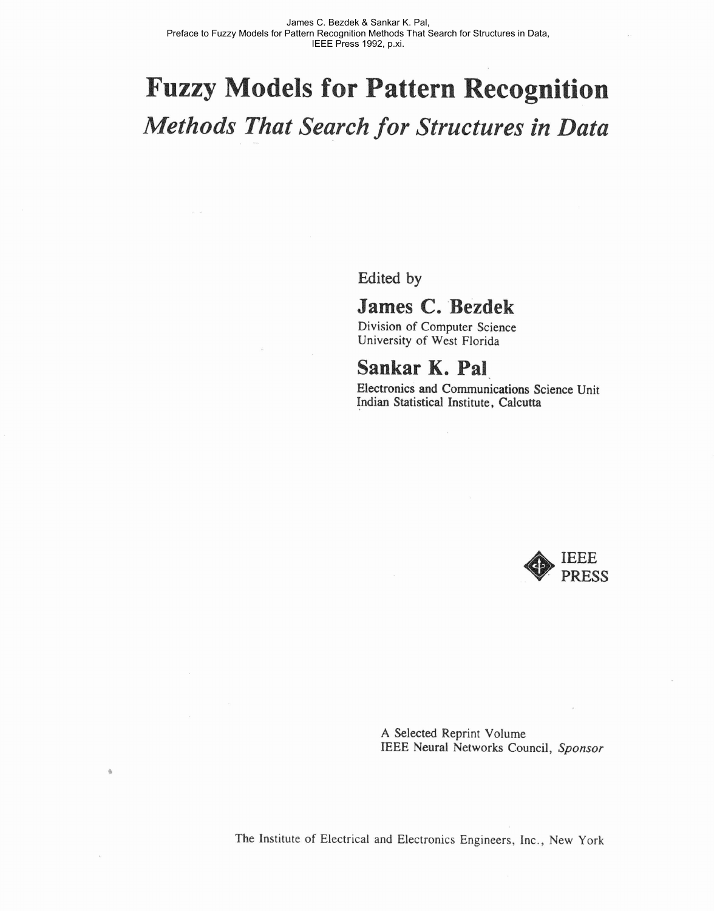James C. Bezdek & Sankar K. Pal,
Preface to Fuzzy Models for Pattern Recognition Methods That Search for Structures in Data,
IEEE Press 1992, p.xi.

# Fuzzy Models for Pattern Recognition

## *Methods That Search for Structures in Data*

Edited by

**James C. Bezdek**
Division of Computer Science
University of West Florida

**Sankar K. Pal**
Electronics and Communications Science Unit
Indian Statistical Institute, Calcutta

IEEE PRESS

A Selected Reprint Volume
IEEE Neural Networks Council, *Sponsor*

The Institute of Electrical and Electronics Engineers, Inc., New York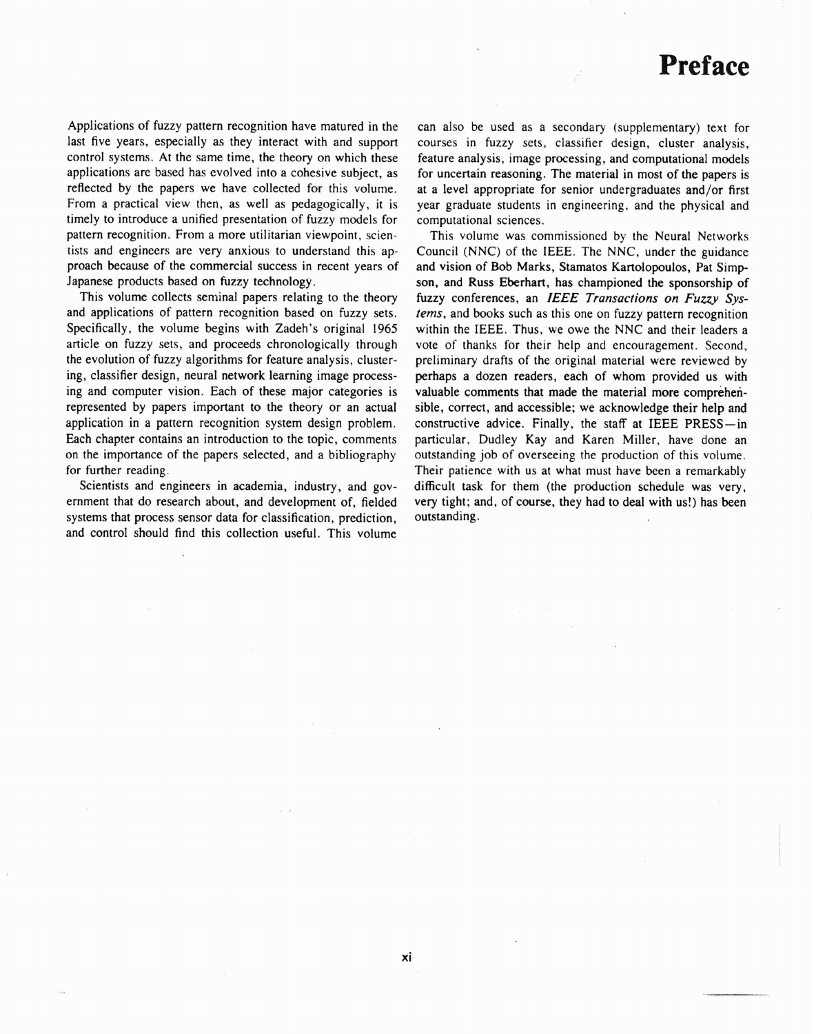# Preface

Applications of fuzzy pattern recognition have matured in the last five years, especially as they interact with and support control systems. At the same time, the theory on which these applications are based has evolved into a cohesive subject, as reflected by the papers we have collected for this volume. From a practical view then, as well as pedagogically, it is timely to introduce a unified presentation of fuzzy models for pattern recognition. From a more utilitarian viewpoint, scientists and engineers are very anxious to understand this approach because of the commercial success in recent years of Japanese products based on fuzzy technology.

This volume collects seminal papers relating to the theory and applications of pattern recognition based on fuzzy sets. Specifically, the volume begins with Zadeh's original 1965 article on fuzzy sets, and proceeds chronologically through the evolution of fuzzy algorithms for feature analysis, clustering, classifier design, neural network learning image processing and computer vision. Each of these major categories is represented by papers important to the theory or an actual application in a pattern recognition system design problem. Each chapter contains an introduction to the topic, comments on the importance of the papers selected, and a bibliography for further reading.

Scientists and engineers in academia, industry, and government that do research about, and development of, fielded systems that process sensor data for classification, prediction, and control should find this collection useful. This volume can also be used as a secondary (supplementary) text for courses in fuzzy sets, classifier design, cluster analysis, feature analysis, image processing, and computational models for uncertain reasoning. The material in most of the papers is at a level appropriate for senior undergraduates and/or first year graduate students in engineering, and the physical and computational sciences.

This volume was commissioned by the Neural Networks Council (NNC) of the IEEE. The NNC, under the guidance and vision of Bob Marks, Stamatos Kartolopoulos, Pat Simpson, and Russ Eberhart, has championed the sponsorship of fuzzy conferences, an *IEEE Transactions on Fuzzy Systems*, and books such as this one on fuzzy pattern recognition within the IEEE. Thus, we owe the NNC and their leaders a vote of thanks for their help and encouragement. Second, preliminary drafts of the original material were reviewed by perhaps a dozen readers, each of whom provided us with valuable comments that made the material more comprehensible, correct, and accessible; we acknowledge their help and constructive advice. Finally, the staff at IEEE PRESS—in particular, Dudley Kay and Karen Miller, have done an outstanding job of overseeing the production of this volume. Their patience with us at what must have been a remarkably difficult task for them (the production schedule was very, very tight; and, of course, they had to deal with us!) has been outstanding.